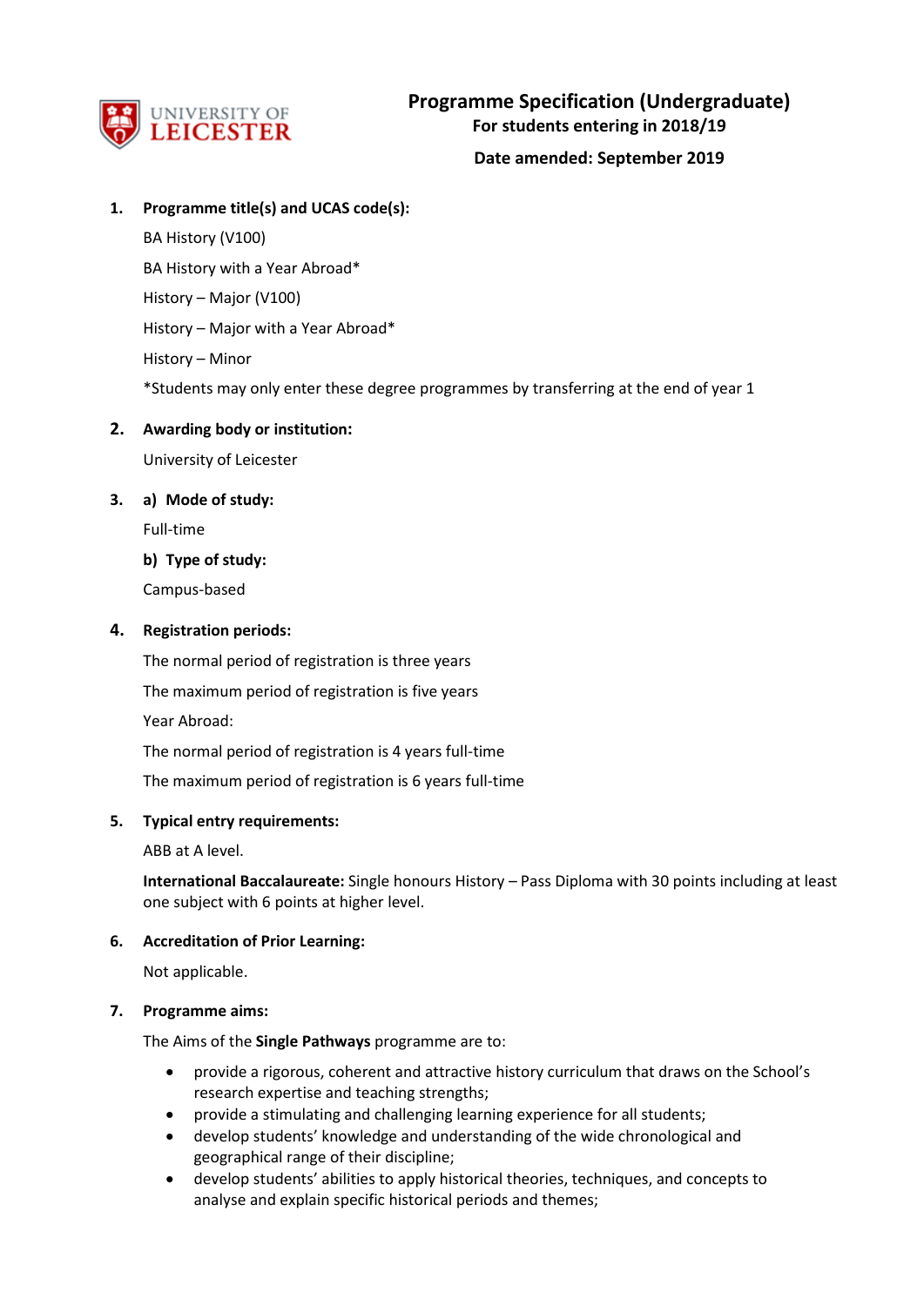# Programme Specification (Undergraduate)

**For students entering in 2018/19**

**Date amended: September 2019**

## 1. Programme title(s) and UCAS code(s):

BA History (V100)

BA History with a Year Abroad*

History – Major (V100)

History – Major with a Year Abroad*

History – Minor

*Students may only enter these degree programmes by transferring at the end of year 1

## 2. Awarding body or institution:

University of Leicester

## 3. a) Mode of study:

Full-time

**b) Type of study:**

Campus-based

## 4. Registration periods:

The normal period of registration is three years

The maximum period of registration is five years

Year Abroad:

The normal period of registration is 4 years full-time

The maximum period of registration is 6 years full-time

## 5. Typical entry requirements:

ABB at A level.

**International Baccalaureate:** Single honours History – Pass Diploma with 30 points including at least one subject with 6 points at higher level.

## 6. Accreditation of Prior Learning:

Not applicable.

## 7. Programme aims:

The Aims of the **Single Pathways** programme are to:

- provide a rigorous, coherent and attractive history curriculum that draws on the School's research expertise and teaching strengths;
- provide a stimulating and challenging learning experience for all students;
- develop students' knowledge and understanding of the wide chronological and geographical range of their discipline;
- develop students' abilities to apply historical theories, techniques, and concepts to analyse and explain specific historical periods and themes;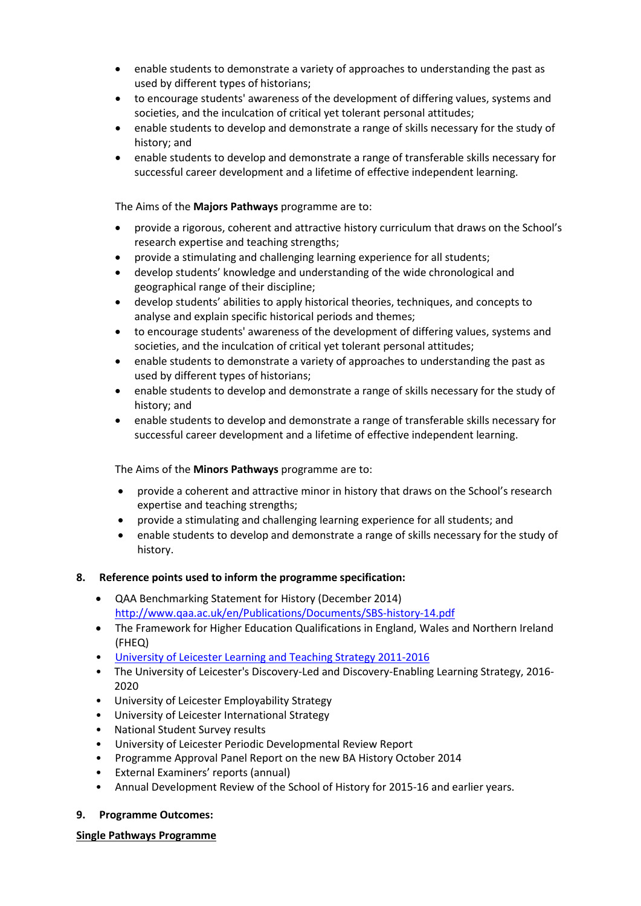- enable students to demonstrate a variety of approaches to understanding the past as used by different types of historians;
- to encourage students' awareness of the development of differing values, systems and societies, and the inculcation of critical yet tolerant personal attitudes;
- enable students to develop and demonstrate a range of skills necessary for the study of history; and
- enable students to develop and demonstrate a range of transferable skills necessary for successful career development and a lifetime of effective independent learning.

The Aims of the **Majors Pathways** programme are to:

- provide a rigorous, coherent and attractive history curriculum that draws on the School's research expertise and teaching strengths;
- provide a stimulating and challenging learning experience for all students;
- develop students' knowledge and understanding of the wide chronological and geographical range of their discipline;
- develop students' abilities to apply historical theories, techniques, and concepts to analyse and explain specific historical periods and themes;
- to encourage students' awareness of the development of differing values, systems and societies, and the inculcation of critical yet tolerant personal attitudes;
- enable students to demonstrate a variety of approaches to understanding the past as used by different types of historians;
- enable students to develop and demonstrate a range of skills necessary for the study of history; and
- enable students to develop and demonstrate a range of transferable skills necessary for successful career development and a lifetime of effective independent learning.

The Aims of the **Minors Pathways** programme are to:

- provide a coherent and attractive minor in history that draws on the School's research expertise and teaching strengths;
- provide a stimulating and challenging learning experience for all students; and
- enable students to develop and demonstrate a range of skills necessary for the study of history.

## 8. Reference points used to inform the programme specification:

- QAA Benchmarking Statement for History (December 2014) [http://www.qaa.ac.uk/en/Publications/Documents/SBS-history-14.pdf](http://www.qaa.ac.uk/en/Publications/Documents/SBS-history-14.pdf)
- The Framework for Higher Education Qualifications in England, Wales and Northern Ireland (FHEQ)
- University of Leicester Learning and Teaching Strategy 2011-2016
- The University of Leicester's Discovery-Led and Discovery-Enabling Learning Strategy, 2016-2020
- University of Leicester Employability Strategy
- University of Leicester International Strategy
- National Student Survey results
- University of Leicester Periodic Developmental Review Report
- Programme Approval Panel Report on the new BA History October 2014
- External Examiners' reports (annual)
- Annual Development Review of the School of History for 2015-16 and earlier years.

## 9. Programme Outcomes:

**<u>Single Pathways Programme</u>**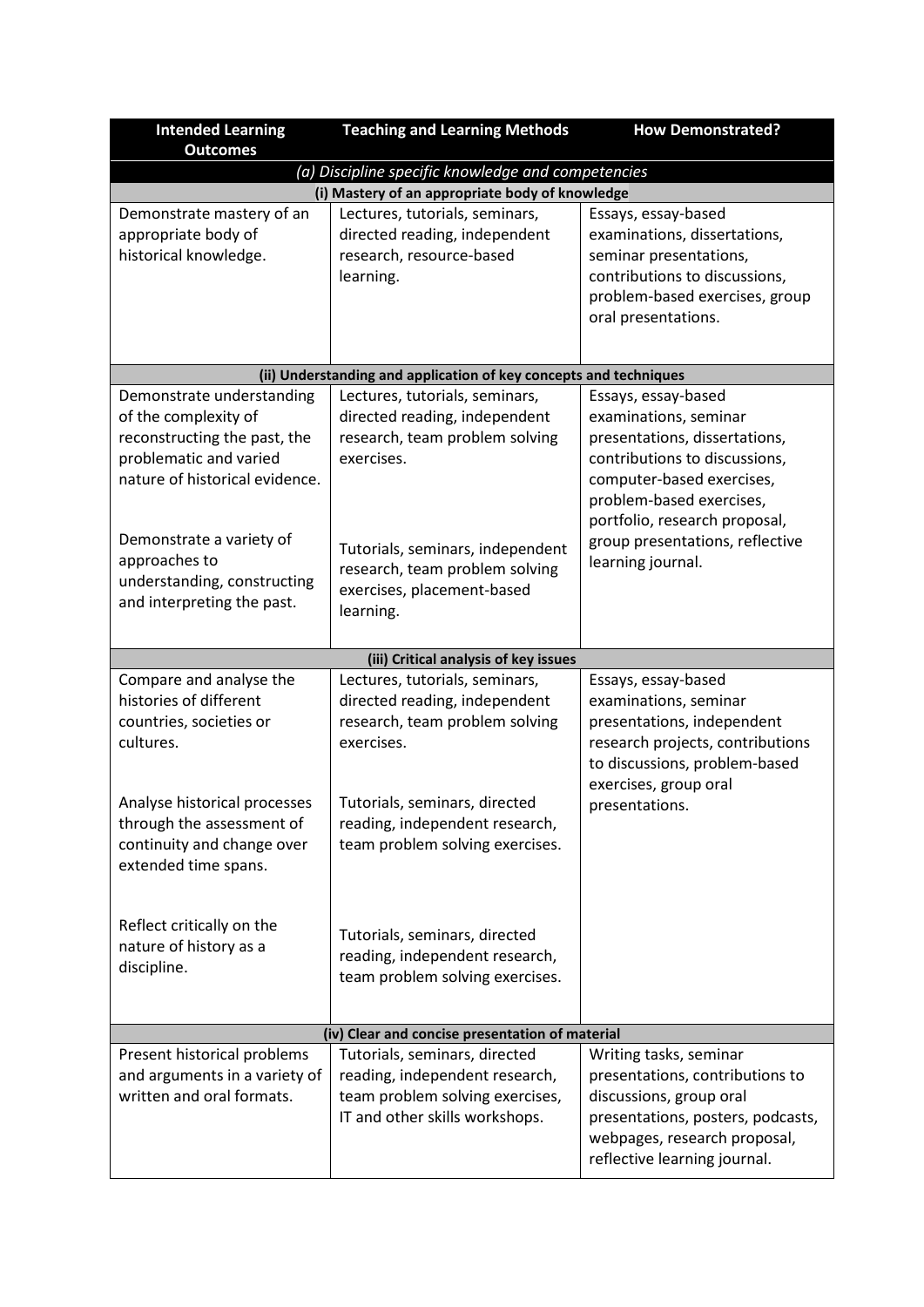| Intended Learning Outcomes | Teaching and Learning Methods | How Demonstrated? |
|---|---|---|
| *(a) Discipline specific knowledge and competencies* | | |
| **(i) Mastery of an appropriate body of knowledge** | | |
| Demonstrate mastery of an appropriate body of historical knowledge. | Lectures, tutorials, seminars, directed reading, independent research, resource-based learning. | Essays, essay-based examinations, dissertations, seminar presentations, contributions to discussions, problem-based exercises, group oral presentations. |
| **(ii) Understanding and application of key concepts and techniques** | | |
| Demonstrate understanding of the complexity of reconstructing the past, the problematic and varied nature of historical evidence. | Lectures, tutorials, seminars, directed reading, independent research, team problem solving exercises. | Essays, essay-based examinations, seminar presentations, dissertations, contributions to discussions, computer-based exercises, problem-based exercises, portfolio, research proposal, group presentations, reflective learning journal. |
| Demonstrate a variety of approaches to understanding, constructing and interpreting the past. | Tutorials, seminars, independent research, team problem solving exercises, placement-based learning. | |
| **(iii) Critical analysis of key issues** | | |
| Compare and analyse the histories of different countries, societies or cultures. | Lectures, tutorials, seminars, directed reading, independent research, team problem solving exercises. | Essays, essay-based examinations, seminar presentations, independent research projects, contributions to discussions, problem-based exercises, group oral presentations. |
| Analyse historical processes through the assessment of continuity and change over extended time spans. | Tutorials, seminars, directed reading, independent research, team problem solving exercises. | |
| Reflect critically on the nature of history as a discipline. | Tutorials, seminars, directed reading, independent research, team problem solving exercises. | |
| **(iv) Clear and concise presentation of material** | | |
| Present historical problems and arguments in a variety of written and oral formats. | Tutorials, seminars, directed reading, independent research, team problem solving exercises, IT and other skills workshops. | Writing tasks, seminar presentations, contributions to discussions, group oral presentations, posters, podcasts, webpages, research proposal, reflective learning journal. |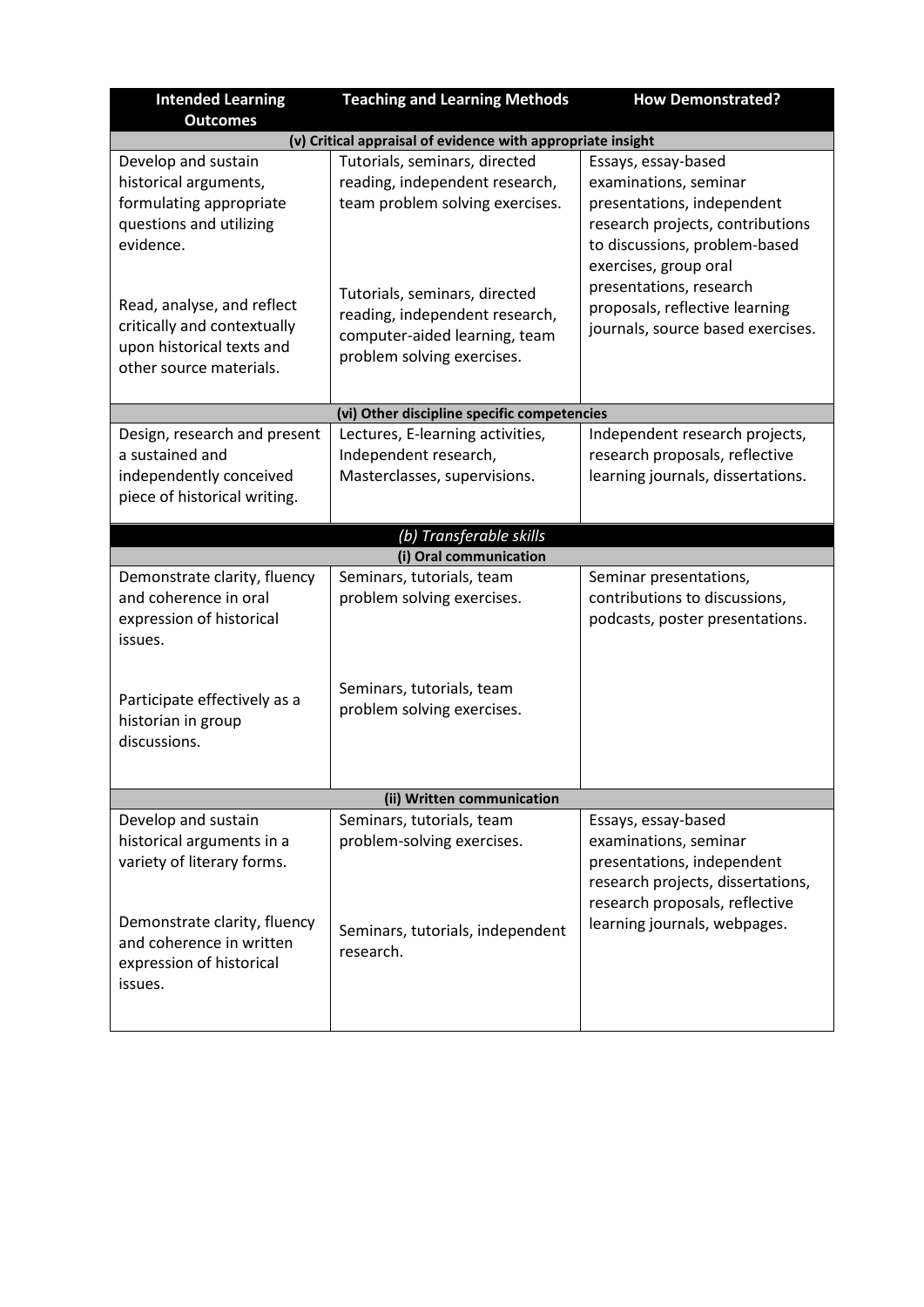| Intended Learning Outcomes | Teaching and Learning Methods | How Demonstrated? |
|---|---|---|
| **(v) Critical appraisal of evidence with appropriate insight** | | |
| Develop and sustain historical arguments, formulating appropriate questions and utilizing evidence.<br><br>Read, analyse, and reflect critically and contextually upon historical texts and other source materials. | Tutorials, seminars, directed reading, independent research, team problem solving exercises.<br><br>Tutorials, seminars, directed reading, independent research, computer-aided learning, team problem solving exercises. | Essays, essay-based examinations, seminar presentations, independent research projects, contributions to discussions, problem-based exercises, group oral presentations, research proposals, reflective learning journals, source based exercises. |
| **(vi) Other discipline specific competencies** | | |
| Design, research and present a sustained and independently conceived piece of historical writing. | Lectures, E-learning activities, Independent research, Masterclasses, supervisions. | Independent research projects, research proposals, reflective learning journals, dissertations. |
| ***(b) Transferable skills*** | | |
| **(i) Oral communication** | | |
| Demonstrate clarity, fluency and coherence in oral expression of historical issues.<br><br>Participate effectively as a historian in group discussions. | Seminars, tutorials, team problem solving exercises.<br><br>Seminars, tutorials, team problem solving exercises. | Seminar presentations, contributions to discussions, podcasts, poster presentations. |
| **(ii) Written communication** | | |
| Develop and sustain historical arguments in a variety of literary forms.<br><br>Demonstrate clarity, fluency and coherence in written expression of historical issues. | Seminars, tutorials, team problem-solving exercises.<br><br>Seminars, tutorials, independent research. | Essays, essay-based examinations, seminar presentations, independent research projects, dissertations, research proposals, reflective learning journals, webpages. |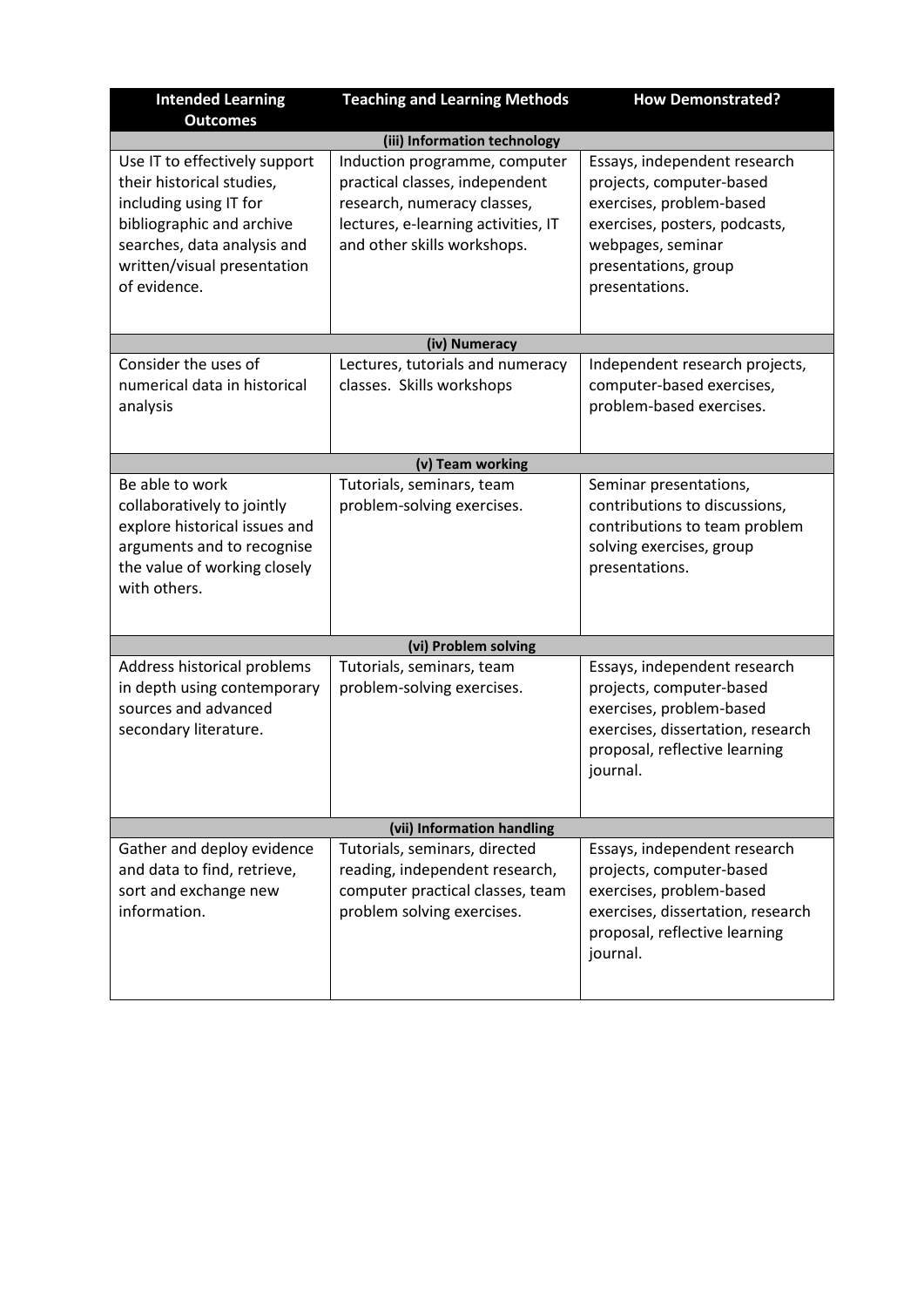| Intended Learning Outcomes | Teaching and Learning Methods | How Demonstrated? |
|---|---|---|
| **(iii) Information technology** | | |
| Use IT to effectively support their historical studies, including using IT for bibliographic and archive searches, data analysis and written/visual presentation of evidence. | Induction programme, computer practical classes, independent research, numeracy classes, lectures, e-learning activities, IT and other skills workshops. | Essays, independent research projects, computer-based exercises, problem-based exercises, posters, podcasts, webpages, seminar presentations, group presentations. |
| **(iv) Numeracy** | | |
| Consider the uses of numerical data in historical analysis | Lectures, tutorials and numeracy classes. Skills workshops | Independent research projects, computer-based exercises, problem-based exercises. |
| **(v) Team working** | | |
| Be able to work collaboratively to jointly explore historical issues and arguments and to recognise the value of working closely with others. | Tutorials, seminars, team problem-solving exercises. | Seminar presentations, contributions to discussions, contributions to team problem solving exercises, group presentations. |
| **(vi) Problem solving** | | |
| Address historical problems in depth using contemporary sources and advanced secondary literature. | Tutorials, seminars, team problem-solving exercises. | Essays, independent research projects, computer-based exercises, problem-based exercises, dissertation, research proposal, reflective learning journal. |
| **(vii) Information handling** | | |
| Gather and deploy evidence and data to find, retrieve, sort and exchange new information. | Tutorials, seminars, directed reading, independent research, computer practical classes, team problem solving exercises. | Essays, independent research projects, computer-based exercises, problem-based exercises, dissertation, research proposal, reflective learning journal. |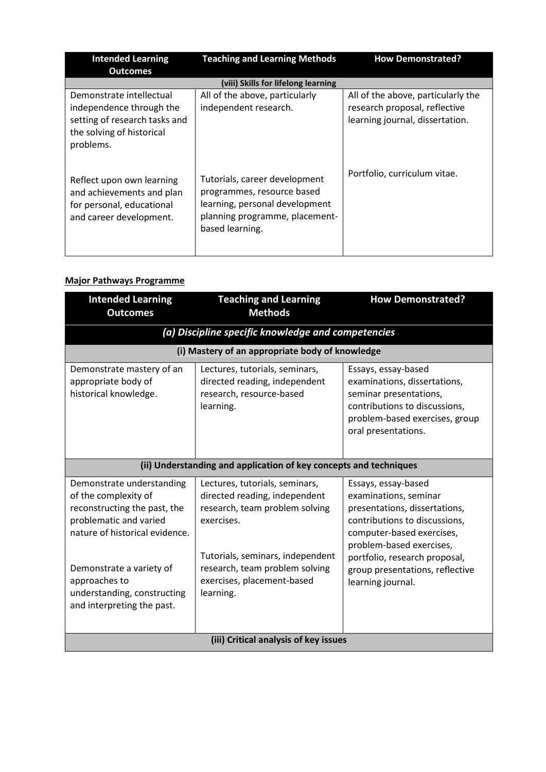| Intended Learning Outcomes | Teaching and Learning Methods | How Demonstrated? |
| --- | --- | --- |
| **(viii) Skills for lifelong learning** | | |
| Demonstrate intellectual independence through the setting of research tasks and the solving of historical problems. | All of the above, particularly independent research. | All of the above, particularly the research proposal, reflective learning journal, dissertation. |
| Reflect upon own learning and achievements and plan for personal, educational and career development. | Tutorials, career development programmes, resource based learning, personal development planning programme, placement-based learning. | Portfolio, curriculum vitae. |

**Major Pathways Programme**

| Intended Learning Outcomes | Teaching and Learning Methods | How Demonstrated? |
| --- | --- | --- |
| ***(a) Discipline specific knowledge and competencies*** | | |
| **(i) Mastery of an appropriate body of knowledge** | | |
| Demonstrate mastery of an appropriate body of historical knowledge. | Lectures, tutorials, seminars, directed reading, independent research, resource-based learning. | Essays, essay-based examinations, dissertations, seminar presentations, contributions to discussions, problem-based exercises, group oral presentations. |
| **(ii) Understanding and application of key concepts and techniques** | | |
| Demonstrate understanding of the complexity of reconstructing the past, the problematic and varied nature of historical evidence. | Lectures, tutorials, seminars, directed reading, independent research, team problem solving exercises. | Essays, essay-based examinations, seminar presentations, dissertations, contributions to discussions, computer-based exercises, problem-based exercises, portfolio, research proposal, group presentations, reflective learning journal. |
| Demonstrate a variety of approaches to understanding, constructing and interpreting the past. | Tutorials, seminars, independent research, team problem solving exercises, placement-based learning. | |
| **(iii) Critical analysis of key issues** | | |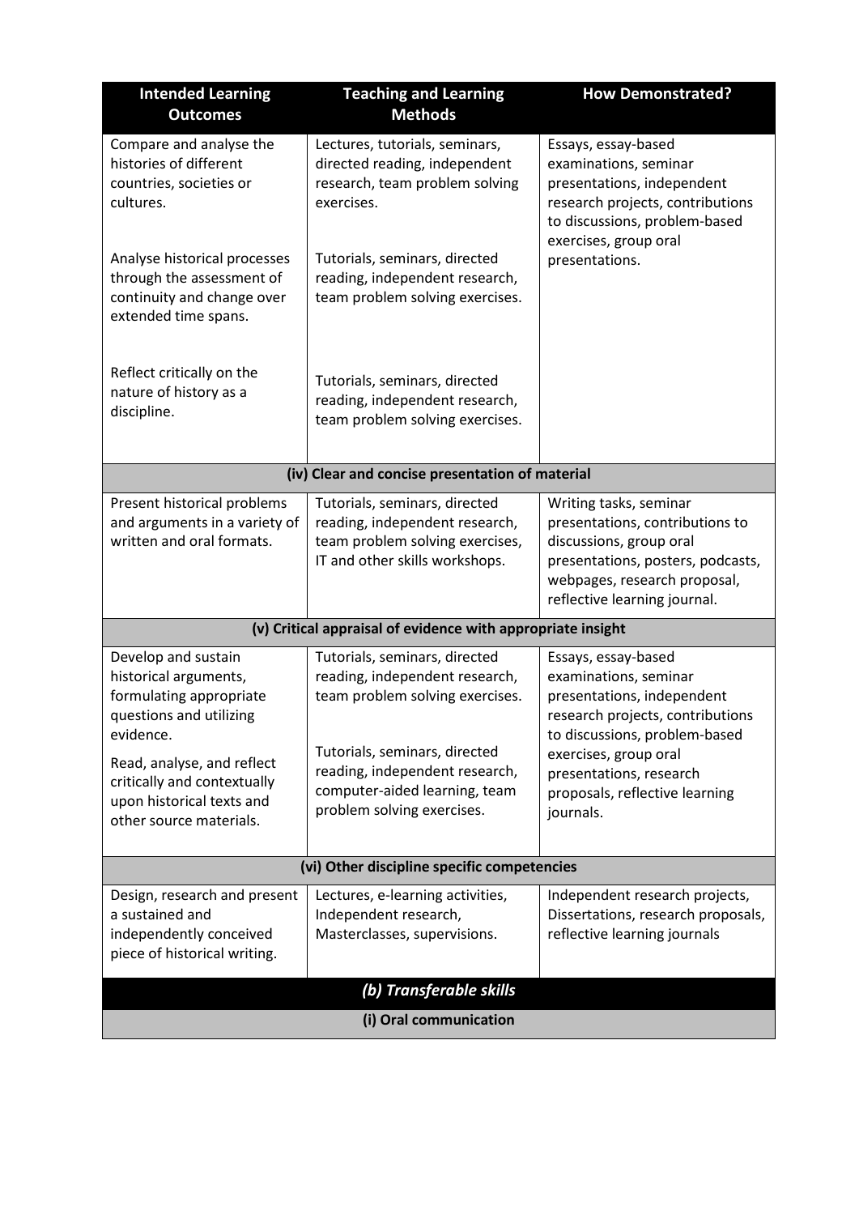| Intended Learning Outcomes | Teaching and Learning Methods | How Demonstrated? |
| --- | --- | --- |
| Compare and analyse the histories of different countries, societies or cultures. | Lectures, tutorials, seminars, directed reading, independent research, team problem solving exercises. | Essays, essay-based examinations, seminar presentations, independent research projects, contributions to discussions, problem-based exercises, group oral presentations. |
| Analyse historical processes through the assessment of continuity and change over extended time spans. | Tutorials, seminars, directed reading, independent research, team problem solving exercises. | |
| Reflect critically on the nature of history as a discipline. | Tutorials, seminars, directed reading, independent research, team problem solving exercises. | |
| **(iv) Clear and concise presentation of material** | | |
| Present historical problems and arguments in a variety of written and oral formats. | Tutorials, seminars, directed reading, independent research, team problem solving exercises, IT and other skills workshops. | Writing tasks, seminar presentations, contributions to discussions, group oral presentations, posters, podcasts, webpages, research proposal, reflective learning journal. |
| **(v) Critical appraisal of evidence with appropriate insight** | | |
| Develop and sustain historical arguments, formulating appropriate questions and utilizing evidence. | Tutorials, seminars, directed reading, independent research, team problem solving exercises. | Essays, essay-based examinations, seminar presentations, independent research projects, contributions to discussions, problem-based exercises, group oral presentations, research proposals, reflective learning journals. |
| Read, analyse, and reflect critically and contextually upon historical texts and other source materials. | Tutorials, seminars, directed reading, independent research, computer-aided learning, team problem solving exercises. | |
| **(vi) Other discipline specific competencies** | | |
| Design, research and present a sustained and independently conceived piece of historical writing. | Lectures, e-learning activities, Independent research, Masterclasses, supervisions. | Independent research projects, Dissertations, research proposals, reflective learning journals |
| ***(b) Transferable skills*** | | |
| **(i) Oral communication** | | |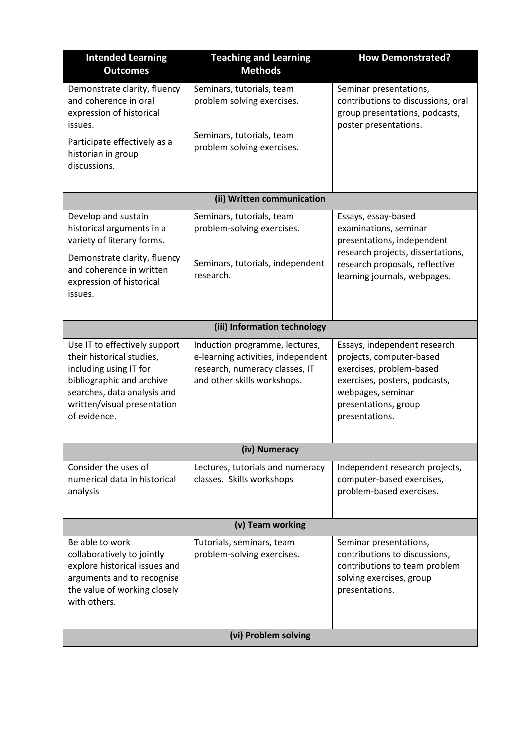| Intended Learning Outcomes | Teaching and Learning Methods | How Demonstrated? |
|---|---|---|
| Demonstrate clarity, fluency and coherence in oral expression of historical issues.<br><br>Participate effectively as a historian in group discussions. | Seminars, tutorials, team problem solving exercises.<br><br>Seminars, tutorials, team problem solving exercises. | Seminar presentations, contributions to discussions, oral group presentations, podcasts, poster presentations. |
| **(ii) Written communication** | | |
| Develop and sustain historical arguments in a variety of literary forms.<br><br>Demonstrate clarity, fluency and coherence in written expression of historical issues. | Seminars, tutorials, team problem-solving exercises.<br><br>Seminars, tutorials, independent research. | Essays, essay-based examinations, seminar presentations, independent research projects, dissertations, research proposals, reflective learning journals, webpages. |
| **(iii) Information technology** | | |
| Use IT to effectively support their historical studies, including using IT for bibliographic and archive searches, data analysis and written/visual presentation of evidence. | Induction programme, lectures, e-learning activities, independent research, numeracy classes, IT and other skills workshops. | Essays, independent research projects, computer-based exercises, problem-based exercises, posters, podcasts, webpages, seminar presentations, group presentations. |
| **(iv) Numeracy** | | |
| Consider the uses of numerical data in historical analysis | Lectures, tutorials and numeracy classes. Skills workshops | Independent research projects, computer-based exercises, problem-based exercises. |
| **(v) Team working** | | |
| Be able to work collaboratively to jointly explore historical issues and arguments and to recognise the value of working closely with others. | Tutorials, seminars, team problem-solving exercises. | Seminar presentations, contributions to discussions, contributions to team problem solving exercises, group presentations. |
| **(vi) Problem solving** | | |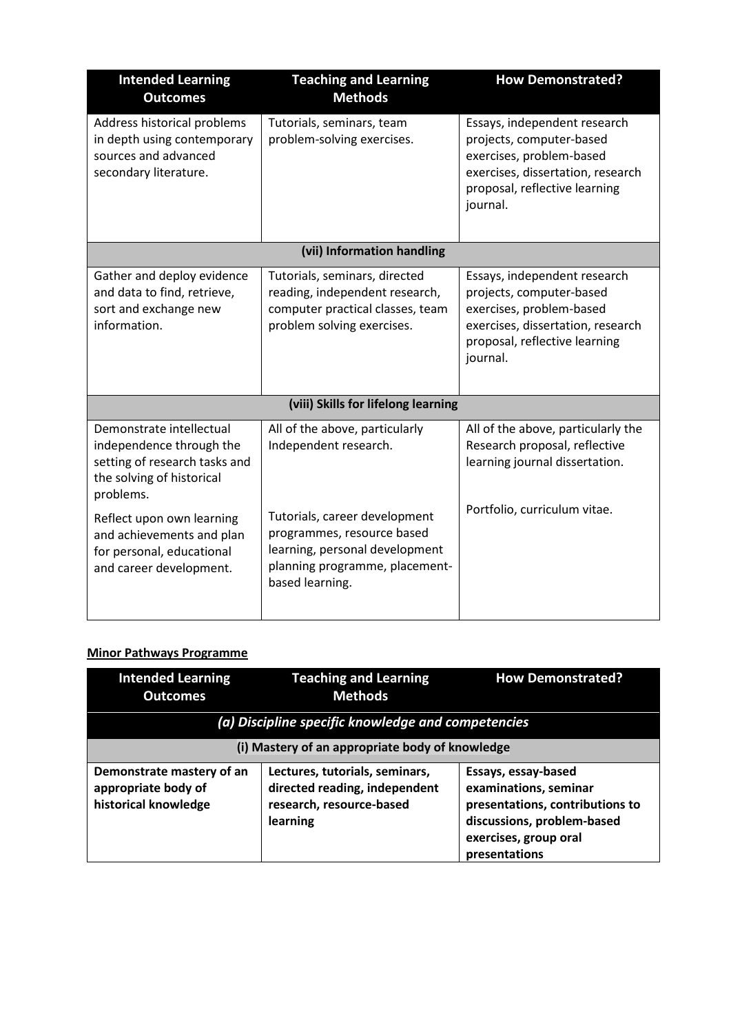| Intended Learning Outcomes | Teaching and Learning Methods | How Demonstrated? |
|---|---|---|
| Address historical problems in depth using contemporary sources and advanced secondary literature. | Tutorials, seminars, team problem-solving exercises. | Essays, independent research projects, computer-based exercises, problem-based exercises, dissertation, research proposal, reflective learning journal. |
| **(vii) Information handling** | | |
| Gather and deploy evidence and data to find, retrieve, sort and exchange new information. | Tutorials, seminars, directed reading, independent research, computer practical classes, team problem solving exercises. | Essays, independent research projects, computer-based exercises, problem-based exercises, dissertation, research proposal, reflective learning journal. |
| **(viii) Skills for lifelong learning** | | |
| Demonstrate intellectual independence through the setting of research tasks and the solving of historical problems. | All of the above, particularly Independent research. | All of the above, particularly the Research proposal, reflective learning journal dissertation. |
| Reflect upon own learning and achievements and plan for personal, educational and career development. | Tutorials, career development programmes, resource based learning, personal development planning programme, placement-based learning. | Portfolio, curriculum vitae. |

**Minor Pathways Programme**

| Intended Learning Outcomes | Teaching and Learning Methods | How Demonstrated? |
|---|---|---|
| ***(a) Discipline specific knowledge and competencies*** | | |
| **(i) Mastery of an appropriate body of knowledge** | | |
| **Demonstrate mastery of an appropriate body of historical knowledge** | **Lectures, tutorials, seminars, directed reading, independent research, resource-based learning** | **Essays, essay-based examinations, seminar presentations, contributions to discussions, problem-based exercises, group oral presentations** |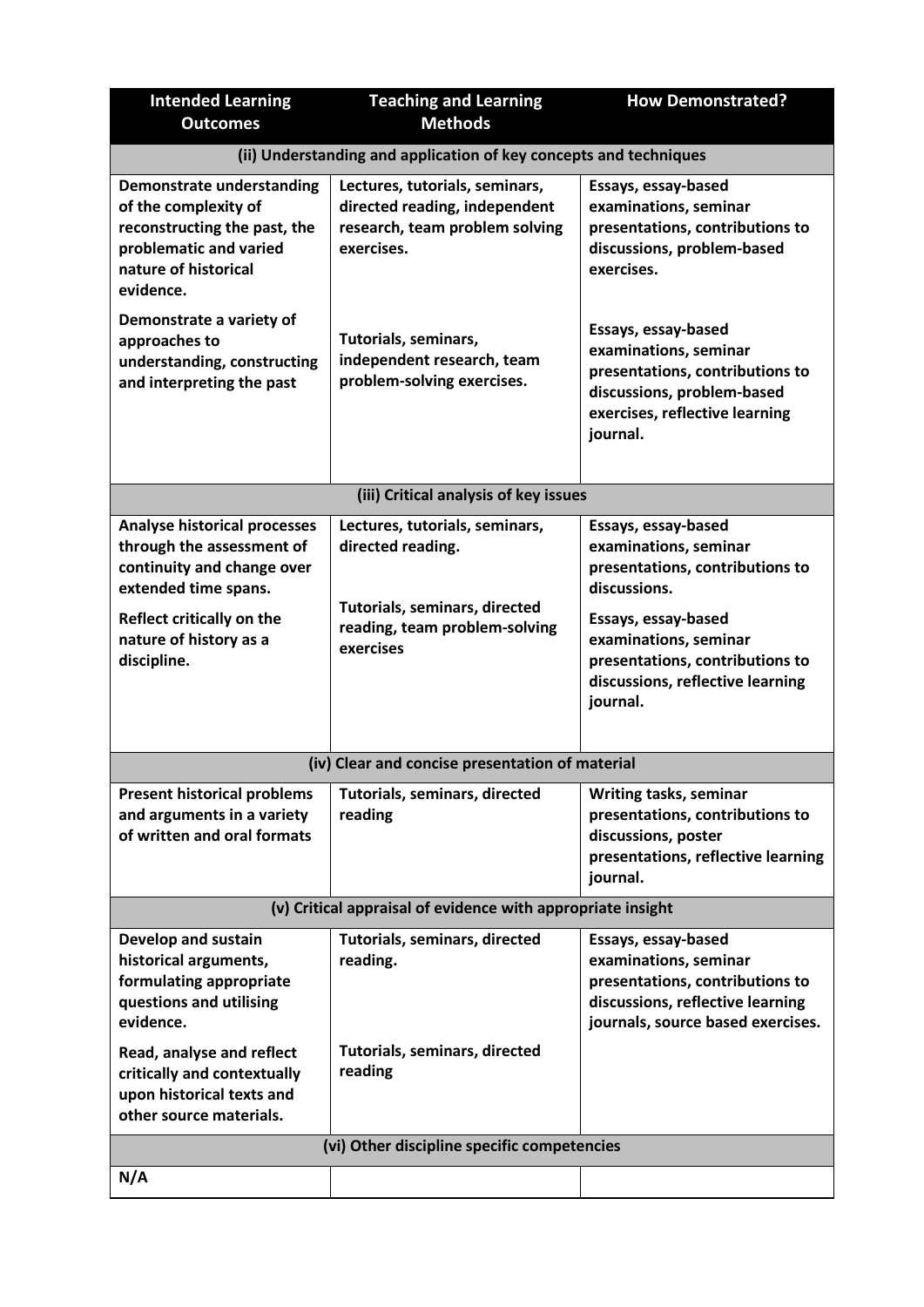| Intended Learning Outcomes | Teaching and Learning Methods | How Demonstrated? |
|---|---|---|
| **(ii) Understanding and application of key concepts and techniques** | | |
| Demonstrate understanding of the complexity of reconstructing the past, the problematic and varied nature of historical evidence. | Lectures, tutorials, seminars, directed reading, independent research, team problem solving exercises. | Essays, essay-based examinations, seminar presentations, contributions to discussions, problem-based exercises. |
| Demonstrate a variety of approaches to understanding, constructing and interpreting the past | Tutorials, seminars, independent research, team problem-solving exercises. | Essays, essay-based examinations, seminar presentations, contributions to discussions, problem-based exercises, reflective learning journal. |
| **(iii) Critical analysis of key issues** | | |
| Analyse historical processes through the assessment of continuity and change over extended time spans. | Lectures, tutorials, seminars, directed reading. | Essays, essay-based examinations, seminar presentations, contributions to discussions. |
| Reflect critically on the nature of history as a discipline. | Tutorials, seminars, directed reading, team problem-solving exercises | Essays, essay-based examinations, seminar presentations, contributions to discussions, reflective learning journal. |
| **(iv) Clear and concise presentation of material** | | |
| Present historical problems and arguments in a variety of written and oral formats | Tutorials, seminars, directed reading | Writing tasks, seminar presentations, contributions to discussions, poster presentations, reflective learning journal. |
| **(v) Critical appraisal of evidence with appropriate insight** | | |
| Develop and sustain historical arguments, formulating appropriate questions and utilising evidence. | Tutorials, seminars, directed reading. | Essays, essay-based examinations, seminar presentations, contributions to discussions, reflective learning journals, source based exercises. |
| Read, analyse and reflect critically and contextually upon historical texts and other source materials. | Tutorials, seminars, directed reading | |
| **(vi) Other discipline specific competencies** | | |
| N/A | | |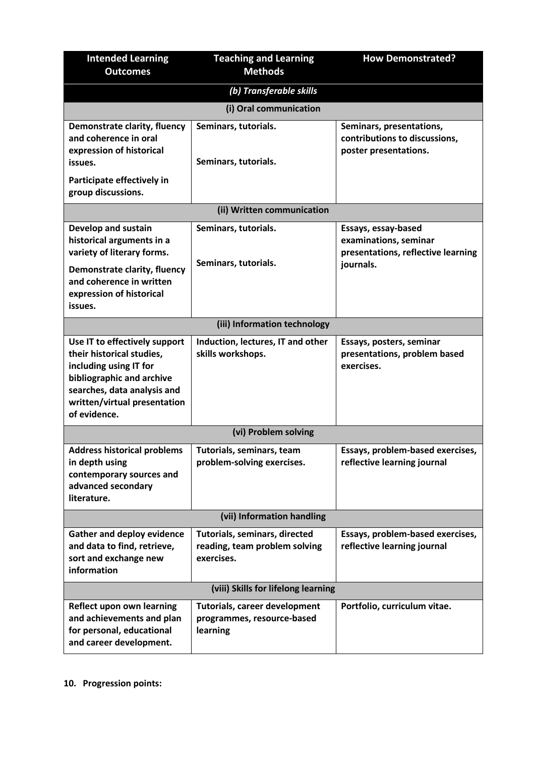| Intended Learning Outcomes | Teaching and Learning Methods | How Demonstrated? |
|---|---|---|
| ***(b) Transferable skills*** | | |
| **(i) Oral communication** | | |
| **Demonstrate clarity, fluency and coherence in oral expression of historical issues.**<br>**Participate effectively in group discussions.** | **Seminars, tutorials.**<br>**Seminars, tutorials.** | **Seminars, presentations, contributions to discussions, poster presentations.** |
| **(ii) Written communication** | | |
| **Develop and sustain historical arguments in a variety of literary forms.**<br>**Demonstrate clarity, fluency and coherence in written expression of historical issues.** | **Seminars, tutorials.**<br>**Seminars, tutorials.** | **Essays, essay-based examinations, seminar presentations, reflective learning journals.** |
| **(iii) Information technology** | | |
| **Use IT to effectively support their historical studies, including using IT for bibliographic and archive searches, data analysis and written/virtual presentation of evidence.** | **Induction, lectures, IT and other skills workshops.** | **Essays, posters, seminar presentations, problem based exercises.** |
| **(vi) Problem solving** | | |
| **Address historical problems in depth using contemporary sources and advanced secondary literature.** | **Tutorials, seminars, team problem-solving exercises.** | **Essays, problem-based exercises, reflective learning journal** |
| **(vii) Information handling** | | |
| **Gather and deploy evidence and data to find, retrieve, sort and exchange new information** | **Tutorials, seminars, directed reading, team problem solving exercises.** | **Essays, problem-based exercises, reflective learning journal** |
| **(viii) Skills for lifelong learning** | | |
| **Reflect upon own learning and achievements and plan for personal, educational and career development.** | **Tutorials, career development programmes, resource-based learning** | **Portfolio, curriculum vitae.** |

**10. Progression points:**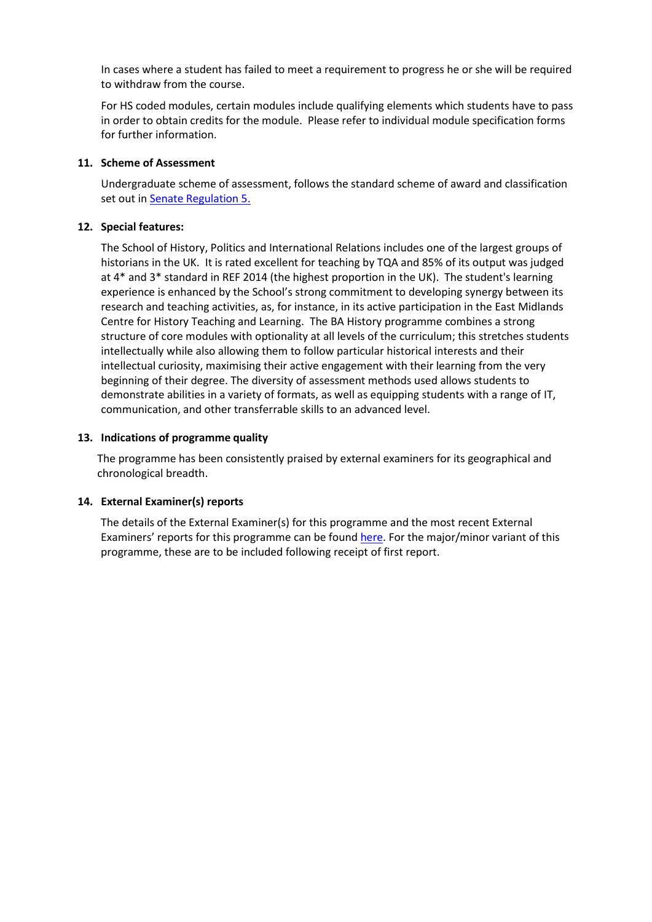In cases where a student has failed to meet a requirement to progress he or she will be required to withdraw from the course.

For HS coded modules, certain modules include qualifying elements which students have to pass in order to obtain credits for the module. Please refer to individual module specification forms for further information.

**11. Scheme of Assessment**

Undergraduate scheme of assessment, follows the standard scheme of award and classification set out in [Senate Regulation 5.]()

**12. Special features:**

The School of History, Politics and International Relations includes one of the largest groups of historians in the UK. It is rated excellent for teaching by TQA and 85% of its output was judged at 4* and 3* standard in REF 2014 (the highest proportion in the UK). The student's learning experience is enhanced by the School's strong commitment to developing synergy between its research and teaching activities, as, for instance, in its active participation in the East Midlands Centre for History Teaching and Learning. The BA History programme combines a strong structure of core modules with optionality at all levels of the curriculum; this stretches students intellectually while also allowing them to follow particular historical interests and their intellectual curiosity, maximising their active engagement with their learning from the very beginning of their degree. The diversity of assessment methods used allows students to demonstrate abilities in a variety of formats, as well as equipping students with a range of IT, communication, and other transferrable skills to an advanced level.

**13. Indications of programme quality**

The programme has been consistently praised by external examiners for its geographical and chronological breadth.

**14. External Examiner(s) reports**

The details of the External Examiner(s) for this programme and the most recent External Examiners' reports for this programme can be found [here](). For the major/minor variant of this programme, these are to be included following receipt of first report.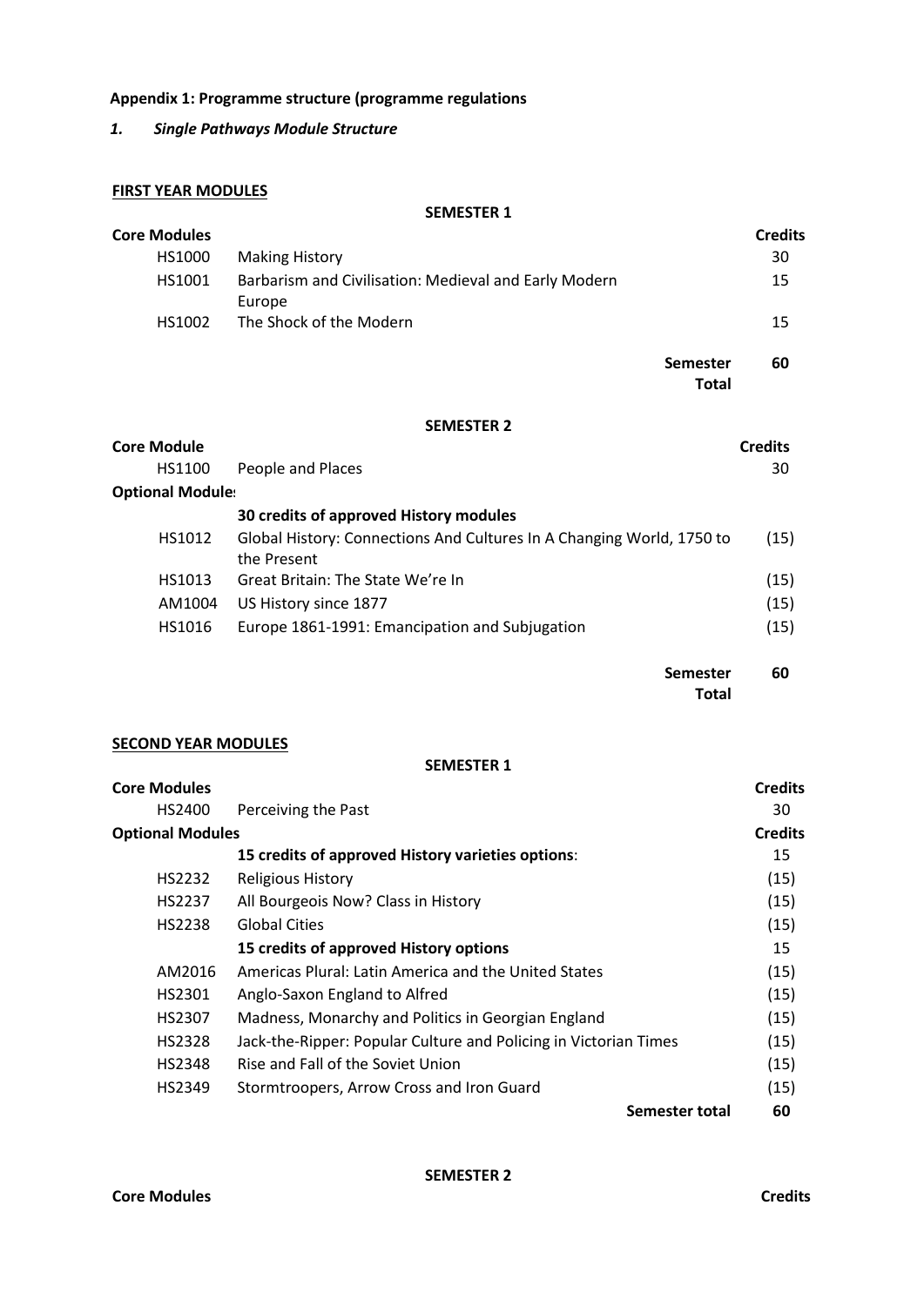**Appendix 1: Programme structure (programme regulations**

***1. Single Pathways Module Structure***

**FIRST YEAR MODULES**

**SEMESTER 1**

| **Core Modules** | | **Credits** |
|---|---|---|
| HS1000 | Making History | 30 |
| HS1001 | Barbarism and Civilisation: Medieval and Early Modern Europe | 15 |
| HS1002 | The Shock of the Modern | 15 |
| | **Semester Total** | **60** |

**SEMESTER 2**

| **Core Module** | | **Credits** |
|---|---|---|
| HS1100 | People and Places | 30 |
| **Optional Modules** | | |
| | **30 credits of approved History modules** | |
| HS1012 | Global History: Connections And Cultures In A Changing World, 1750 to the Present | (15) |
| HS1013 | Great Britain: The State We're In | (15) |
| AM1004 | US History since 1877 | (15) |
| HS1016 | Europe 1861-1991: Emancipation and Subjugation | (15) |
| | **Semester Total** | **60** |

**SECOND YEAR MODULES**

**SEMESTER 1**

| **Core Modules** | | **Credits** |
|---|---|---|
| HS2400 | Perceiving the Past | 30 |
| **Optional Modules** | | **Credits** |
| | **15 credits of approved History varieties options**: | 15 |
| HS2232 | Religious History | (15) |
| HS2237 | All Bourgeois Now? Class in History | (15) |
| HS2238 | Global Cities | (15) |
| | **15 credits of approved History options** | 15 |
| AM2016 | Americas Plural: Latin America and the United States | (15) |
| HS2301 | Anglo-Saxon England to Alfred | (15) |
| HS2307 | Madness, Monarchy and Politics in Georgian England | (15) |
| HS2328 | Jack-the-Ripper: Popular Culture and Policing in Victorian Times | (15) |
| HS2348 | Rise and Fall of the Soviet Union | (15) |
| HS2349 | Stormtroopers, Arrow Cross and Iron Guard | (15) |
| | **Semester total** | **60** |

**SEMESTER 2**

| **Core Modules** | | **Credits** |
|---|---|---|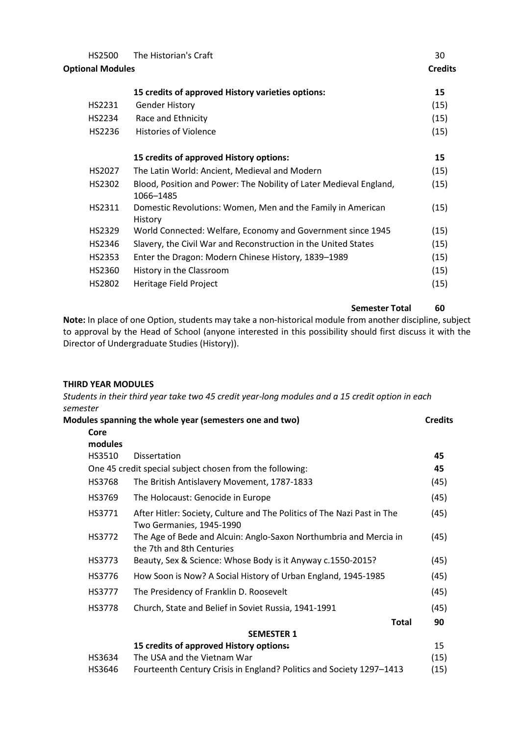| | | |
|---|---|---|
| HS2500 | The Historian's Craft | 30 |
| **Optional Modules** | | **Credits** |
| | **15 credits of approved History varieties options:** | **15** |
| HS2231 | Gender History | (15) |
| HS2234 | Race and Ethnicity | (15) |
| HS2236 | Histories of Violence | (15) |
| | **15 credits of approved History options:** | **15** |
| HS2027 | The Latin World: Ancient, Medieval and Modern | (15) |
| HS2302 | Blood, Position and Power: The Nobility of Later Medieval England, 1066–1485 | (15) |
| HS2311 | Domestic Revolutions: Women, Men and the Family in American History | (15) |
| HS2329 | World Connected: Welfare, Economy and Government since 1945 | (15) |
| HS2346 | Slavery, the Civil War and Reconstruction in the United States | (15) |
| HS2353 | Enter the Dragon: Modern Chinese History, 1839–1989 | (15) |
| HS2360 | History in the Classroom | (15) |
| HS2802 | Heritage Field Project | (15) |
| | **Semester Total** | **60** |

**Note:** In place of one Option, students may take a non-historical module from another discipline, subject to approval by the Head of School (anyone interested in this possibility should first discuss it with the Director of Undergraduate Studies (History)).

**THIRD YEAR MODULES**

*Students in their third year take two 45 credit year-long modules and a 15 credit option in each semester*

| **Modules spanning the whole year (semesters one and two)** | | **Credits** |
|---|---|---|
| **Core modules** | | |
| HS3510 | Dissertation | **45** |
| One 45 credit special subject chosen from the following: | | **45** |
| HS3768 | The British Antislavery Movement, 1787-1833 | (45) |
| HS3769 | The Holocaust: Genocide in Europe | (45) |
| HS3771 | After Hitler: Society, Culture and The Politics of The Nazi Past in The Two Germanies, 1945-1990 | (45) |
| HS3772 | The Age of Bede and Alcuin: Anglo-Saxon Northumbria and Mercia in the 7th and 8th Centuries | (45) |
| HS3773 | Beauty, Sex & Science: Whose Body is it Anyway c.1550-2015? | (45) |
| HS3776 | How Soon is Now? A Social History of Urban England, 1945-1985 | (45) |
| HS3777 | The Presidency of Franklin D. Roosevelt | (45) |
| HS3778 | Church, State and Belief in Soviet Russia, 1941-1991 | (45) |
| | **Total** | **90** |
| | **SEMESTER 1** | |
| | **15 credits of approved History options:** | 15 |
| HS3634 | The USA and the Vietnam War | (15) |
| HS3646 | Fourteenth Century Crisis in England? Politics and Society 1297–1413 | (15) |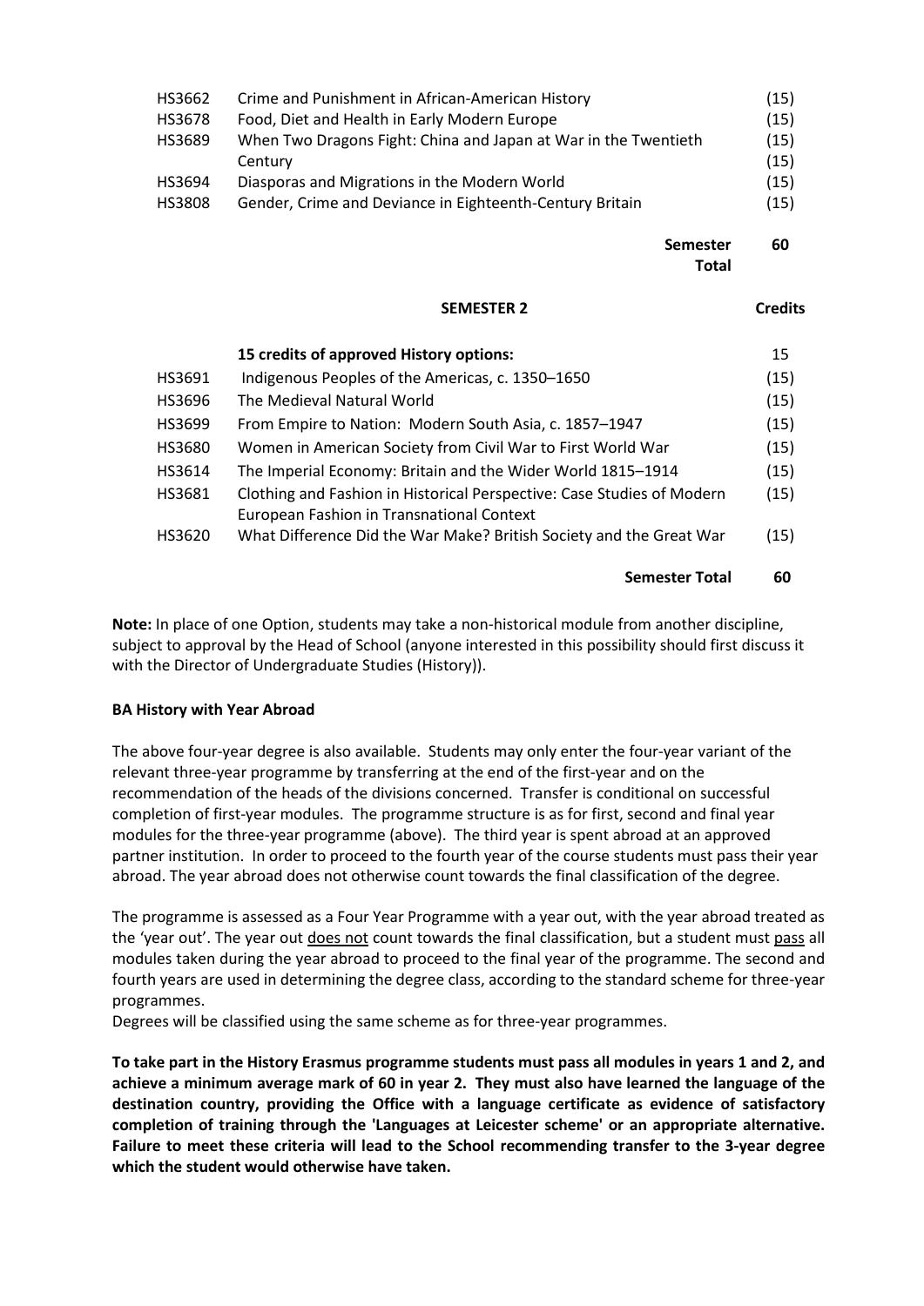| | | |
|---|---|---|
| HS3662 | Crime and Punishment in African-American History | (15) |
| HS3678 | Food, Diet and Health in Early Modern Europe | (15) |
| HS3689 | When Two Dragons Fight: China and Japan at War in the Twentieth Century | (15) (15) |
| HS3694 | Diasporas and Migrations in the Modern World | (15) |
| HS3808 | Gender, Crime and Deviance in Eighteenth-Century Britain | (15) |
| | **Semester Total** | **60** |

| | **SEMESTER 2** | **Credits** |
|---|---|---|
| | **15 credits of approved History options:** | 15 |
| HS3691 | Indigenous Peoples of the Americas, c. 1350–1650 | (15) |
| HS3696 | The Medieval Natural World | (15) |
| HS3699 | From Empire to Nation: Modern South Asia, c. 1857–1947 | (15) |
| HS3680 | Women in American Society from Civil War to First World War | (15) |
| HS3614 | The Imperial Economy: Britain and the Wider World 1815–1914 | (15) |
| HS3681 | Clothing and Fashion in Historical Perspective: Case Studies of Modern European Fashion in Transnational Context | (15) |
| HS3620 | What Difference Did the War Make? British Society and the Great War | (15) |
| | **Semester Total** | **60** |

**Note:** In place of one Option, students may take a non-historical module from another discipline, subject to approval by the Head of School (anyone interested in this possibility should first discuss it with the Director of Undergraduate Studies (History)).

**BA History with Year Abroad**

The above four-year degree is also available. Students may only enter the four-year variant of the relevant three-year programme by transferring at the end of the first-year and on the recommendation of the heads of the divisions concerned. Transfer is conditional on successful completion of first-year modules. The programme structure is as for first, second and final year modules for the three-year programme (above). The third year is spent abroad at an approved partner institution. In order to proceed to the fourth year of the course students must pass their year abroad. The year abroad does not otherwise count towards the final classification of the degree.

The programme is assessed as a Four Year Programme with a year out, with the year abroad treated as the 'year out'. The year out does not count towards the final classification, but a student must pass all modules taken during the year abroad to proceed to the final year of the programme. The second and fourth years are used in determining the degree class, according to the standard scheme for three-year programmes.

Degrees will be classified using the same scheme as for three-year programmes.

**To take part in the History Erasmus programme students must pass all modules in years 1 and 2, and achieve a minimum average mark of 60 in year 2. They must also have learned the language of the destination country, providing the Office with a language certificate as evidence of satisfactory completion of training through the 'Languages at Leicester scheme' or an appropriate alternative. Failure to meet these criteria will lead to the School recommending transfer to the 3-year degree which the student would otherwise have taken.**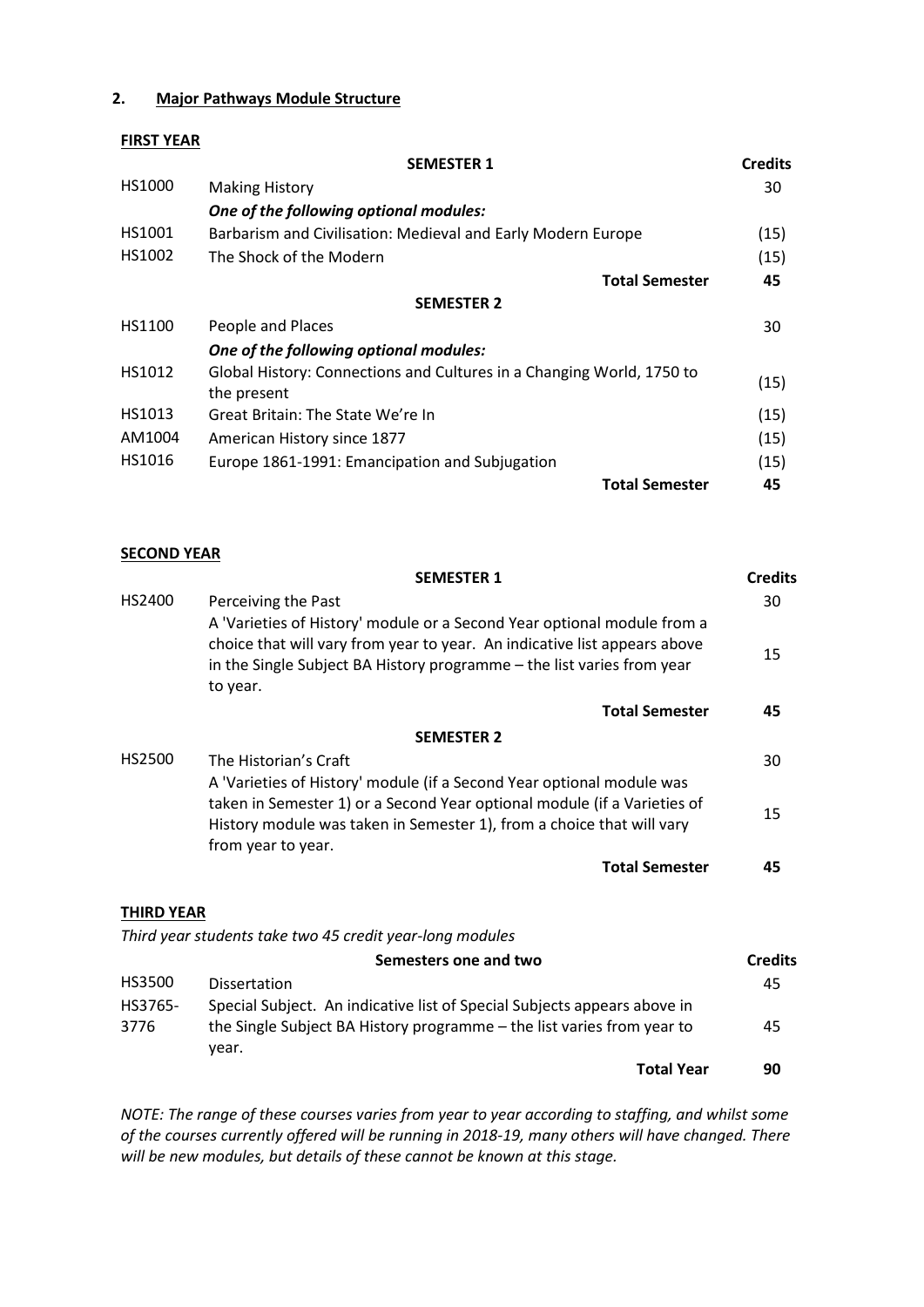## 2. Major Pathways Module Structure

**FIRST YEAR**

| | SEMESTER 1 | Credits |
|---|---|---|
| HS1000 | Making History | 30 |
| | ***One of the following optional modules:*** | |
| HS1001 | Barbarism and Civilisation: Medieval and Early Modern Europe | (15) |
| HS1002 | The Shock of the Modern | (15) |
| | **Total Semester** | **45** |
| | **SEMESTER 2** | |
| HS1100 | People and Places | 30 |
| | ***One of the following optional modules:*** | |
| HS1012 | Global History: Connections and Cultures in a Changing World, 1750 to the present | (15) |
| HS1013 | Great Britain: The State We're In | (15) |
| AM1004 | American History since 1877 | (15) |
| HS1016 | Europe 1861-1991: Emancipation and Subjugation | (15) |
| | **Total Semester** | **45** |

**SECOND YEAR**

| | SEMESTER 1 | Credits |
|---|---|---|
| HS2400 | Perceiving the Past | 30 |
| | A 'Varieties of History' module or a Second Year optional module from a choice that will vary from year to year. An indicative list appears above in the Single Subject BA History programme – the list varies from year to year. | 15 |
| | **Total Semester** | **45** |
| | **SEMESTER 2** | |
| HS2500 | The Historian's Craft | 30 |
| | A 'Varieties of History' module (if a Second Year optional module was taken in Semester 1) or a Second Year optional module (if a Varieties of History module was taken in Semester 1), from a choice that will vary from year to year. | 15 |
| | **Total Semester** | **45** |

**THIRD YEAR**

*Third year students take two 45 credit year-long modules*

| | Semesters one and two | Credits |
|---|---|---|
| HS3500 | Dissertation | 45 |
| HS3765-3776 | Special Subject. An indicative list of Special Subjects appears above in the Single Subject BA History programme – the list varies from year to year. | 45 |
| | **Total Year** | **90** |

*NOTE: The range of these courses varies from year to year according to staffing, and whilst some of the courses currently offered will be running in 2018-19, many others will have changed. There will be new modules, but details of these cannot be known at this stage.*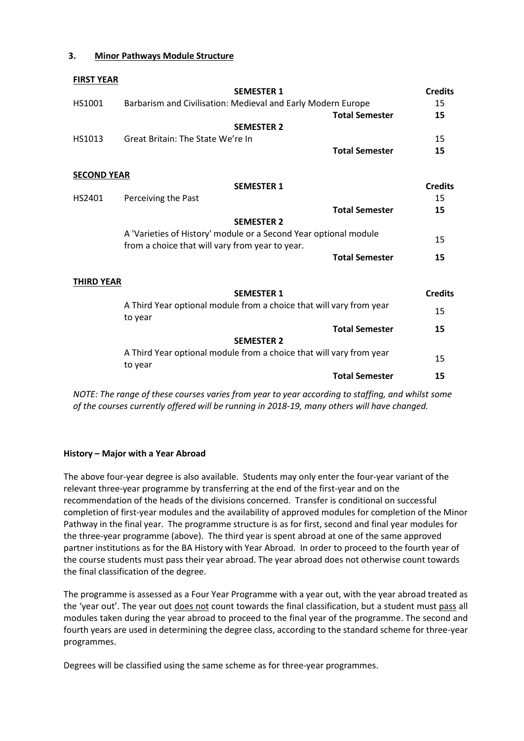## 3. Minor Pathways Module Structure

### FIRST YEAR

| | SEMESTER 1 | Credits |
|---|---|---|
| HS1001 | Barbarism and Civilisation: Medieval and Early Modern Europe | 15 |
| | **Total Semester** | **15** |
| | **SEMESTER 2** | |
| HS1013 | Great Britain: The State We're In | 15 |
| | **Total Semester** | **15** |

### SECOND YEAR

| | SEMESTER 1 | Credits |
|---|---|---|
| HS2401 | Perceiving the Past | 15 |
| | **Total Semester** | **15** |
| | **SEMESTER 2** | |
| | A 'Varieties of History' module or a Second Year optional module from a choice that will vary from year to year. | 15 |
| | **Total Semester** | **15** |

### THIRD YEAR

| | SEMESTER 1 | Credits |
|---|---|---|
| | A Third Year optional module from a choice that will vary from year to year | 15 |
| | **Total Semester** | **15** |
| | **SEMESTER 2** | |
| | A Third Year optional module from a choice that will vary from year to year | 15 |
| | **Total Semester** | **15** |

*NOTE: The range of these courses varies from year to year according to staffing, and whilst some of the courses currently offered will be running in 2018-19, many others will have changed.*

**History – Major with a Year Abroad**

The above four-year degree is also available. Students may only enter the four-year variant of the relevant three-year programme by transferring at the end of the first-year and on the recommendation of the heads of the divisions concerned. Transfer is conditional on successful completion of first-year modules and the availability of approved modules for completion of the Minor Pathway in the final year. The programme structure is as for first, second and final year modules for the three-year programme (above). The third year is spent abroad at one of the same approved partner institutions as for the BA History with Year Abroad. In order to proceed to the fourth year of the course students must pass their year abroad. The year abroad does not otherwise count towards the final classification of the degree.

The programme is assessed as a Four Year Programme with a year out, with the year abroad treated as the 'year out'. The year out does not count towards the final classification, but a student must pass all modules taken during the year abroad to proceed to the final year of the programme. The second and fourth years are used in determining the degree class, according to the standard scheme for three-year programmes.

Degrees will be classified using the same scheme as for three-year programmes.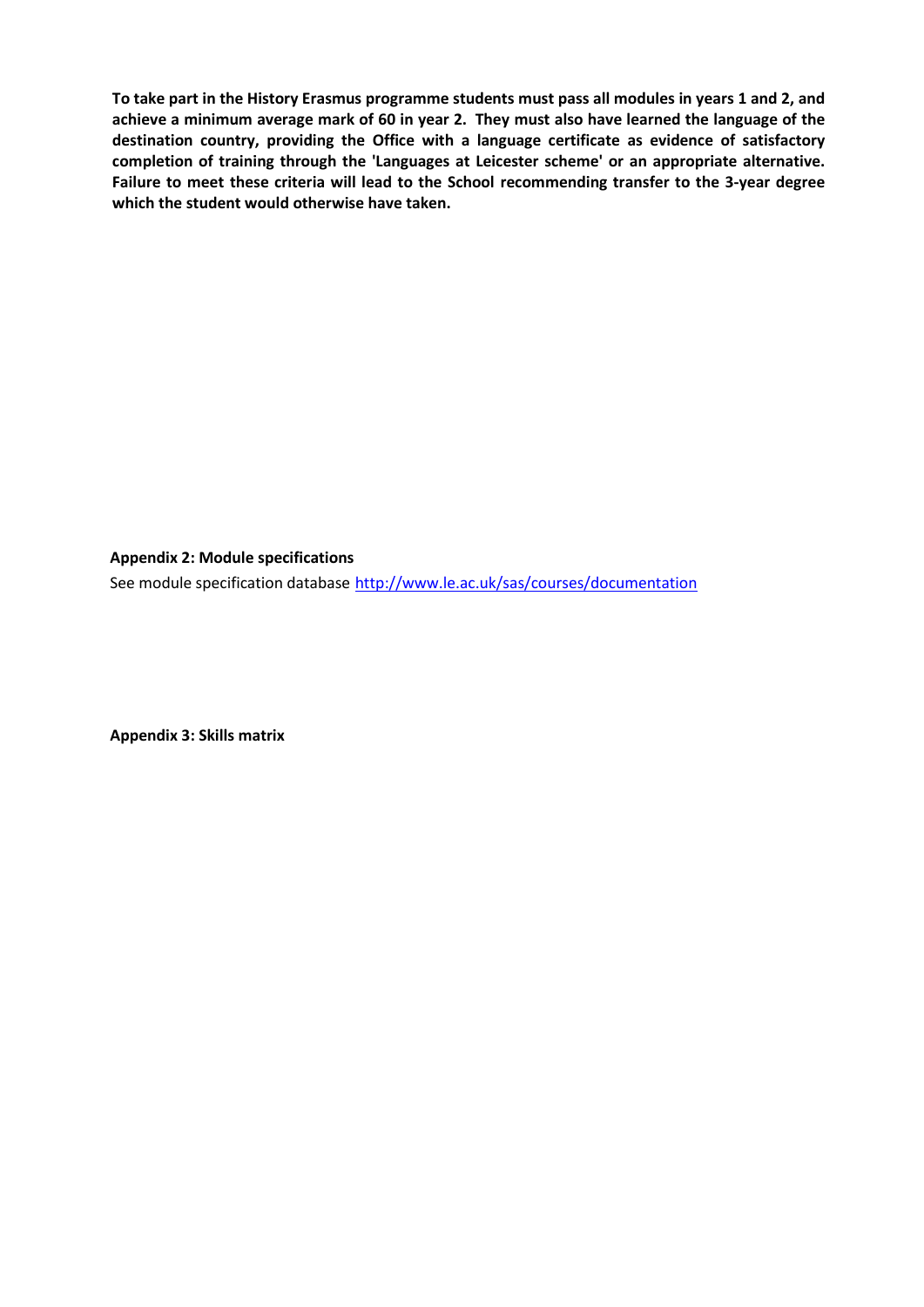**To take part in the History Erasmus programme students must pass all modules in years 1 and 2, and achieve a minimum average mark of 60 in year 2. They must also have learned the language of the destination country, providing the Office with a language certificate as evidence of satisfactory completion of training through the 'Languages at Leicester scheme' or an appropriate alternative. Failure to meet these criteria will lead to the School recommending transfer to the 3-year degree which the student would otherwise have taken.**

**Appendix 2: Module specifications**

See module specification database [http://www.le.ac.uk/sas/courses/documentation](http://www.le.ac.uk/sas/courses/documentation)

**Appendix 3: Skills matrix**